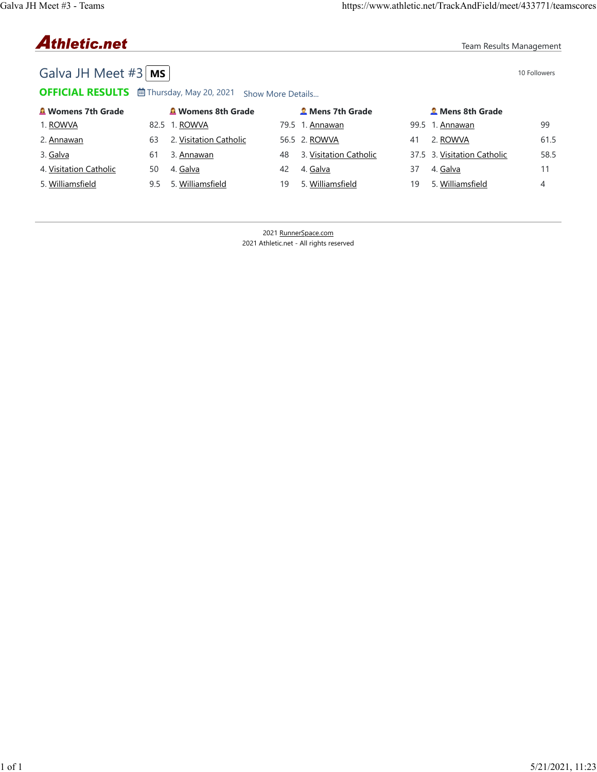# Athletic.net

Team Results Management

## Galva JH Meet #3 MS

10 Followers

**OFFICIAL RESULTS** Thursday, May 20, 2021 Show More Details...

| Womens 7th Grade | | Womens 8th Grade | | Mens 7th Grade | | Mens 8th Grade | |
|---|---|---|---|---|---|---|---|
| 1. ROWVA | 82.5 | 1. ROWVA | 79.5 | 1. Annawan | 99.5 | 1. Annawan | 99 |
| 2. Annawan | 63 | 2. Visitation Catholic | 56.5 | 2. ROWVA | 41 | 2. ROWVA | 61.5 |
| 3. Galva | 61 | 3. Annawan | 48 | 3. Visitation Catholic | 37.5 | 3. Visitation Catholic | 58.5 |
| 4. Visitation Catholic | 50 | 4. Galva | 42 | 4. Galva | 37 | 4. Galva | 11 |
| 5. Williamsfield | 9.5 | 5. Williamsfield | 19 | 5. Williamsfield | 19 | 5. Williamsfield | 4 |

2021 RunnerSpace.com
2021 Athletic.net - All rights reserved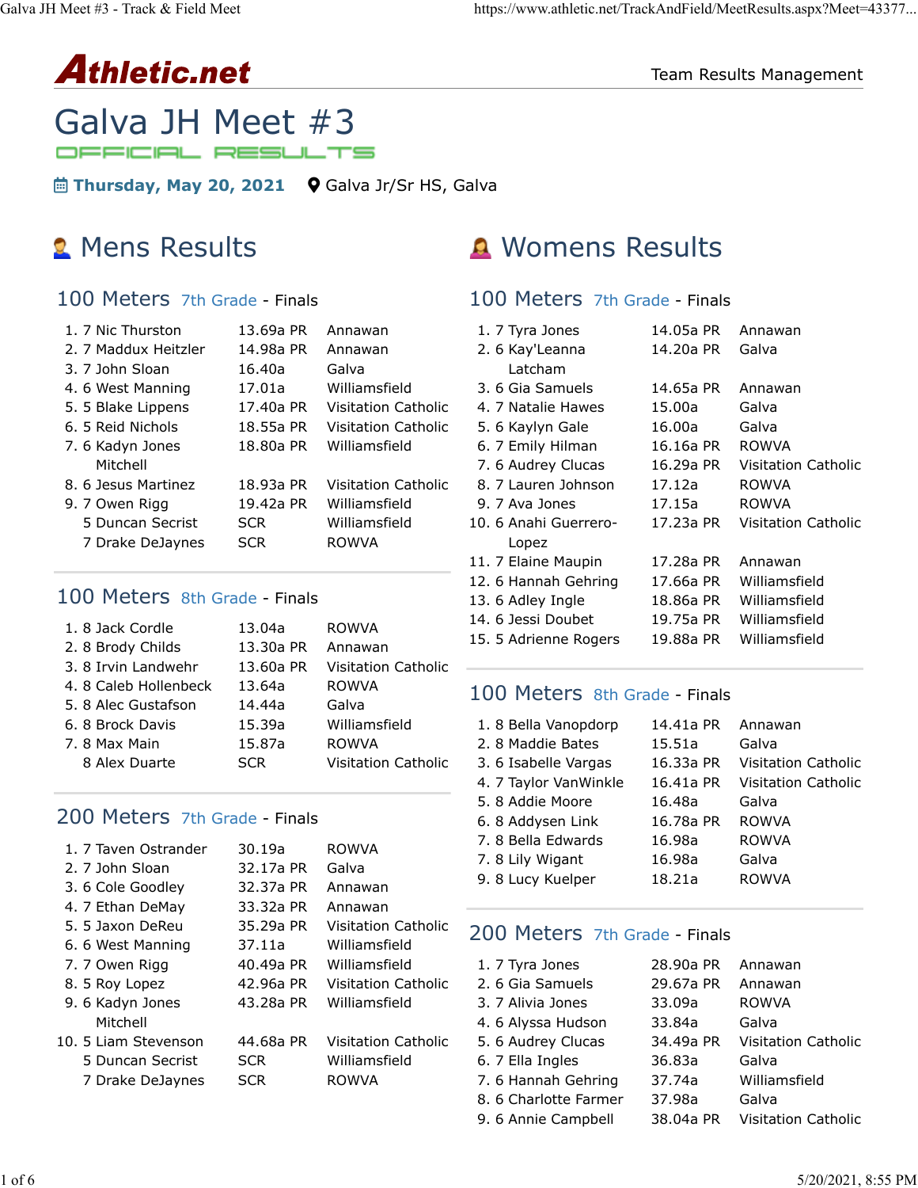# Galva JH Meet #3

OFFICIAL RESULTS

**Thursday, May 20, 2021** Galva Jr/Sr HS, Galva

## Mens Results

### 100 Meters 7th Grade - Finals

| Place | Grade | Name | Time | Team |
|---|---|---|---|---|
| 1. | 7 | Nic Thurston | 13.69a PR | Annawan |
| 2. | 7 | Maddux Heitzler | 14.98a PR | Annawan |
| 3. | 7 | John Sloan | 16.40a | Galva |
| 4. | 6 | West Manning | 17.01a | Williamsfield |
| 5. | 5 | Blake Lippens | 17.40a PR | Visitation Catholic |
| 6. | 5 | Reid Nichols | 18.55a PR | Visitation Catholic |
| 7. | 6 | Kadyn Jones Mitchell | 18.80a PR | Williamsfield |
| 8. | 6 | Jesus Martinez | 18.93a PR | Visitation Catholic |
| 9. | 7 | Owen Rigg | 19.42a PR | Williamsfield |
| | 5 | Duncan Secrist | SCR | Williamsfield |
| | 7 | Drake DeJaynes | SCR | ROWVA |

### 100 Meters 8th Grade - Finals

| Place | Grade | Name | Time | Team |
|---|---|---|---|---|
| 1. | 8 | Jack Cordle | 13.04a | ROWVA |
| 2. | 8 | Brody Childs | 13.30a PR | Annawan |
| 3. | 8 | Irvin Landwehr | 13.60a PR | Visitation Catholic |
| 4. | 8 | Caleb Hollenbeck | 13.64a | ROWVA |
| 5. | 8 | Alec Gustafson | 14.44a | Galva |
| 6. | 8 | Brock Davis | 15.39a | Williamsfield |
| 7. | 8 | Max Main | 15.87a | ROWVA |
| | 8 | Alex Duarte | SCR | Visitation Catholic |

### 200 Meters 7th Grade - Finals

| Place | Grade | Name | Time | Team |
|---|---|---|---|---|
| 1. | 7 | Taven Ostrander | 30.19a | ROWVA |
| 2. | 7 | John Sloan | 32.17a PR | Galva |
| 3. | 6 | Cole Goodley | 32.37a PR | Annawan |
| 4. | 7 | Ethan DeMay | 33.32a PR | Annawan |
| 5. | 5 | Jaxon DeReu | 35.29a PR | Visitation Catholic |
| 6. | 6 | West Manning | 37.11a | Williamsfield |
| 7. | 7 | Owen Rigg | 40.49a PR | Williamsfield |
| 8. | 5 | Roy Lopez | 42.96a PR | Visitation Catholic |
| 9. | 6 | Kadyn Jones Mitchell | 43.28a PR | Williamsfield |
| 10. | 5 | Liam Stevenson | 44.68a PR | Visitation Catholic |
| | 5 | Duncan Secrist | SCR | Williamsfield |
| | 7 | Drake DeJaynes | SCR | ROWVA |

## Womens Results

### 100 Meters 7th Grade - Finals

| Place | Grade | Name | Time | Team |
|---|---|---|---|---|
| 1. | 7 | Tyra Jones | 14.05a PR | Annawan |
| 2. | 6 | Kay'Leanna Latcham | 14.20a PR | Galva |
| 3. | 6 | Gia Samuels | 14.65a PR | Annawan |
| 4. | 7 | Natalie Hawes | 15.00a | Galva |
| 5. | 6 | Kaylyn Gale | 16.00a | Galva |
| 6. | 7 | Emily Hilman | 16.16a PR | ROWVA |
| 7. | 6 | Audrey Clucas | 16.29a PR | Visitation Catholic |
| 8. | 7 | Lauren Johnson | 17.12a | ROWVA |
| 9. | 7 | Ava Jones | 17.15a | ROWVA |
| 10. | 6 | Anahi Guerrero-Lopez | 17.23a PR | Visitation Catholic |
| 11. | 7 | Elaine Maupin | 17.28a PR | Annawan |
| 12. | 6 | Hannah Gehring | 17.66a PR | Williamsfield |
| 13. | 6 | Adley Ingle | 18.86a PR | Williamsfield |
| 14. | 6 | Jessi Doubet | 19.75a PR | Williamsfield |
| 15. | 5 | Adrienne Rogers | 19.88a PR | Williamsfield |

### 100 Meters 8th Grade - Finals

| Place | Grade | Name | Time | Team |
|---|---|---|---|---|
| 1. | 8 | Bella Vanopdorp | 14.41a PR | Annawan |
| 2. | 8 | Maddie Bates | 15.51a | Galva |
| 3. | 6 | Isabelle Vargas | 16.33a PR | Visitation Catholic |
| 4. | 7 | Taylor VanWinkle | 16.41a PR | Visitation Catholic |
| 5. | 8 | Addie Moore | 16.48a | Galva |
| 6. | 8 | Addysen Link | 16.78a PR | ROWVA |
| 7. | 8 | Bella Edwards | 16.98a | ROWVA |
| 7. | 8 | Lily Wigant | 16.98a | Galva |
| 9. | 8 | Lucy Kuelper | 18.21a | ROWVA |

### 200 Meters 7th Grade - Finals

| Place | Grade | Name | Time | Team |
|---|---|---|---|---|
| 1. | 7 | Tyra Jones | 28.90a PR | Annawan |
| 2. | 6 | Gia Samuels | 29.67a PR | Annawan |
| 3. | 7 | Alivia Jones | 33.09a | ROWVA |
| 4. | 6 | Alyssa Hudson | 33.84a | Galva |
| 5. | 6 | Audrey Clucas | 34.49a PR | Visitation Catholic |
| 6. | 7 | Ella Ingles | 36.83a | Galva |
| 7. | 6 | Hannah Gehring | 37.74a | Williamsfield |
| 8. | 6 | Charlotte Farmer | 37.98a | Galva |
| 9. | 6 | Annie Campbell | 38.04a PR | Visitation Catholic |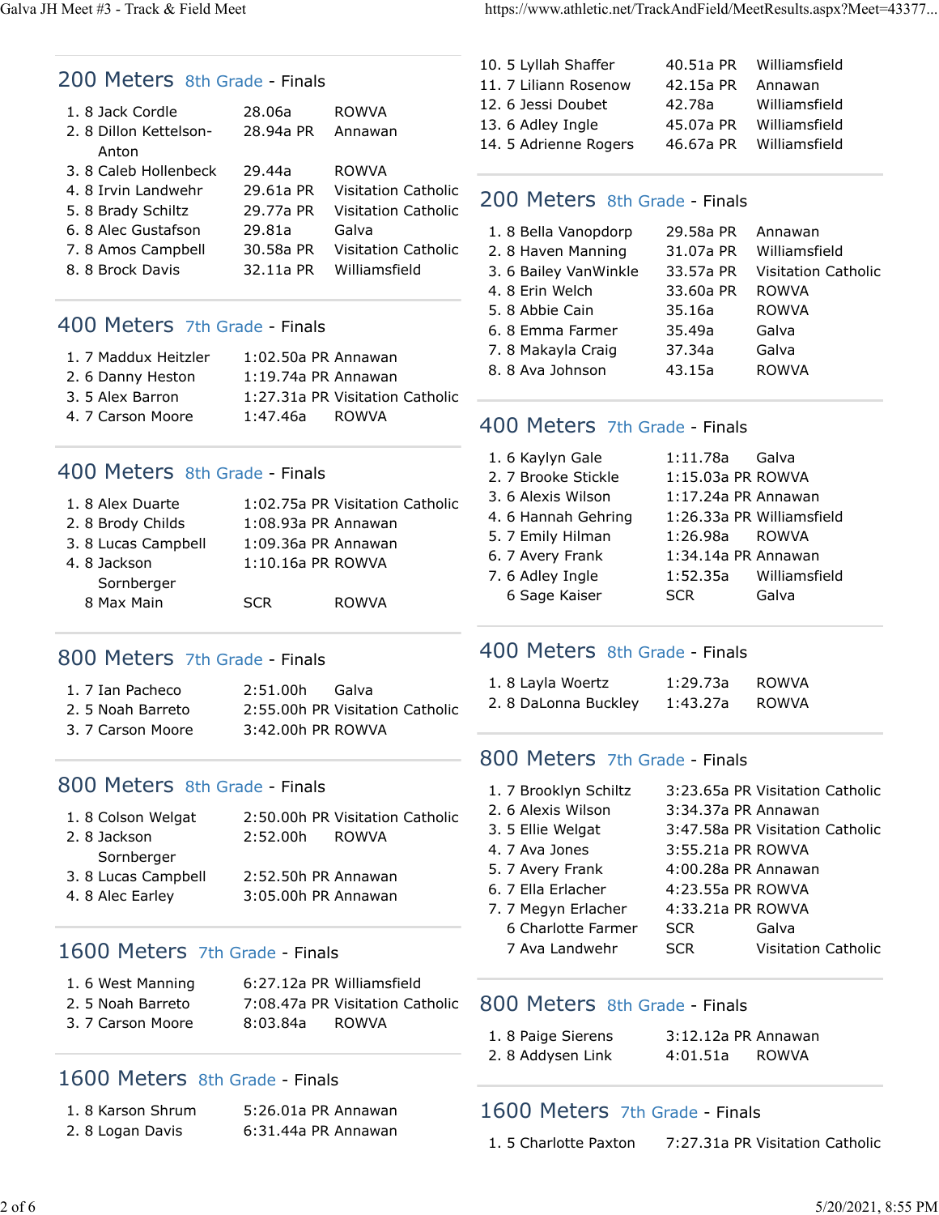## 200 Meters 8th Grade - Finals

| Place | Grade | Name | Time | Team |
|---|---|---|---|---|
| 1. | 8 | Jack Cordle | 28.06a | ROWVA |
| 2. | 8 | Dillon Kettelson-Anton | 28.94a PR | Annawan |
| 3. | 8 | Caleb Hollenbeck | 29.44a | ROWVA |
| 4. | 8 | Irvin Landwehr | 29.61a PR | Visitation Catholic |
| 5. | 8 | Brady Schiltz | 29.77a PR | Visitation Catholic |
| 6. | 8 | Alec Gustafson | 29.81a | Galva |
| 7. | 8 | Amos Campbell | 30.58a PR | Visitation Catholic |
| 8. | 8 | Brock Davis | 32.11a PR | Williamsfield |

## 400 Meters 7th Grade - Finals

| Place | Grade | Name | Time | Team |
|---|---|---|---|---|
| 1. | 7 | Maddux Heitzler | 1:02.50a PR | Annawan |
| 2. | 6 | Danny Heston | 1:19.74a PR | Annawan |
| 3. | 5 | Alex Barron | 1:27.31a PR | Visitation Catholic |
| 4. | 7 | Carson Moore | 1:47.46a | ROWVA |

## 400 Meters 8th Grade - Finals

| Place | Grade | Name | Time | Team |
|---|---|---|---|---|
| 1. | 8 | Alex Duarte | 1:02.75a PR | Visitation Catholic |
| 2. | 8 | Brody Childs | 1:08.93a PR | Annawan |
| 3. | 8 | Lucas Campbell | 1:09.36a PR | Annawan |
| 4. | 8 | Jackson Sornberger | 1:10.16a PR | ROWVA |
| | 8 | Max Main | SCR | ROWVA |

## 800 Meters 7th Grade - Finals

| Place | Grade | Name | Time | Team |
|---|---|---|---|---|
| 1. | 7 | Ian Pacheco | 2:51.00h | Galva |
| 2. | 5 | Noah Barreto | 2:55.00h PR | Visitation Catholic |
| 3. | 7 | Carson Moore | 3:42.00h PR | ROWVA |

## 800 Meters 8th Grade - Finals

| Place | Grade | Name | Time | Team |
|---|---|---|---|---|
| 1. | 8 | Colson Welgat | 2:50.00h PR | Visitation Catholic |
| 2. | 8 | Jackson Sornberger | 2:52.00h | ROWVA |
| 3. | 8 | Lucas Campbell | 2:52.50h PR | Annawan |
| 4. | 8 | Alec Earley | 3:05.00h PR | Annawan |

## 1600 Meters 7th Grade - Finals

| Place | Grade | Name | Time | Team |
|---|---|---|---|---|
| 1. | 6 | West Manning | 6:27.12a PR | Williamsfield |
| 2. | 5 | Noah Barreto | 7:08.47a PR | Visitation Catholic |
| 3. | 7 | Carson Moore | 8:03.84a | ROWVA |

## 1600 Meters 8th Grade - Finals

| Place | Grade | Name | Time | Team |
|---|---|---|---|---|
| 1. | 8 | Karson Shrum | 5:26.01a PR | Annawan |
| 2. | 8 | Logan Davis | 6:31.44a PR | Annawan |

| Place | Grade | Name | Time | Team |
|---|---|---|---|---|
| 10. | 5 | Lyllah Shaffer | 40.51a PR | Williamsfield |
| 11. | 7 | Liliann Rosenow | 42.15a PR | Annawan |
| 12. | 6 | Jessi Doubet | 42.78a | Williamsfield |
| 13. | 6 | Adley Ingle | 45.07a PR | Williamsfield |
| 14. | 5 | Adrienne Rogers | 46.67a PR | Williamsfield |

## 200 Meters 8th Grade - Finals

| Place | Grade | Name | Time | Team |
|---|---|---|---|---|
| 1. | 8 | Bella Vanopdorp | 29.58a PR | Annawan |
| 2. | 8 | Haven Manning | 31.07a PR | Williamsfield |
| 3. | 6 | Bailey VanWinkle | 33.57a PR | Visitation Catholic |
| 4. | 8 | Erin Welch | 33.60a PR | ROWVA |
| 5. | 8 | Abbie Cain | 35.16a | ROWVA |
| 6. | 8 | Emma Farmer | 35.49a | Galva |
| 7. | 8 | Makayla Craig | 37.34a | Galva |
| 8. | 8 | Ava Johnson | 43.15a | ROWVA |

## 400 Meters 7th Grade - Finals

| Place | Grade | Name | Time | Team |
|---|---|---|---|---|
| 1. | 6 | Kaylyn Gale | 1:11.78a | Galva |
| 2. | 7 | Brooke Stickle | 1:15.03a PR | ROWVA |
| 3. | 6 | Alexis Wilson | 1:17.24a PR | Annawan |
| 4. | 6 | Hannah Gehring | 1:26.33a PR | Williamsfield |
| 5. | 7 | Emily Hilman | 1:26.98a | ROWVA |
| 6. | 7 | Avery Frank | 1:34.14a PR | Annawan |
| 7. | 6 | Adley Ingle | 1:52.35a | Williamsfield |
| | 6 | Sage Kaiser | SCR | Galva |

## 400 Meters 8th Grade - Finals

| Place | Grade | Name | Time | Team |
|---|---|---|---|---|
| 1. | 8 | Layla Woertz | 1:29.73a | ROWVA |
| 2. | 8 | DaLonna Buckley | 1:43.27a | ROWVA |

## 800 Meters 7th Grade - Finals

| Place | Grade | Name | Time | Team |
|---|---|---|---|---|
| 1. | 7 | Brooklyn Schiltz | 3:23.65a PR | Visitation Catholic |
| 2. | 6 | Alexis Wilson | 3:34.37a PR | Annawan |
| 3. | 5 | Ellie Welgat | 3:47.58a PR | Visitation Catholic |
| 4. | 7 | Ava Jones | 3:55.21a PR | ROWVA |
| 5. | 7 | Avery Frank | 4:00.28a PR | Annawan |
| 6. | 7 | Ella Erlacher | 4:23.55a PR | ROWVA |
| 7. | 7 | Megyn Erlacher | 4:33.21a PR | ROWVA |
| | 6 | Charlotte Farmer | SCR | Galva |
| | 7 | Ava Landwehr | SCR | Visitation Catholic |

## 800 Meters 8th Grade - Finals

| Place | Grade | Name | Time | Team |
|---|---|---|---|---|
| 1. | 8 | Paige Sierens | 3:12.12a PR | Annawan |
| 2. | 8 | Addysen Link | 4:01.51a | ROWVA |

## 1600 Meters 7th Grade - Finals

| Place | Grade | Name | Time | Team |
|---|---|---|---|---|
| 1. | 5 | Charlotte Paxton | 7:27.31a PR | Visitation Catholic |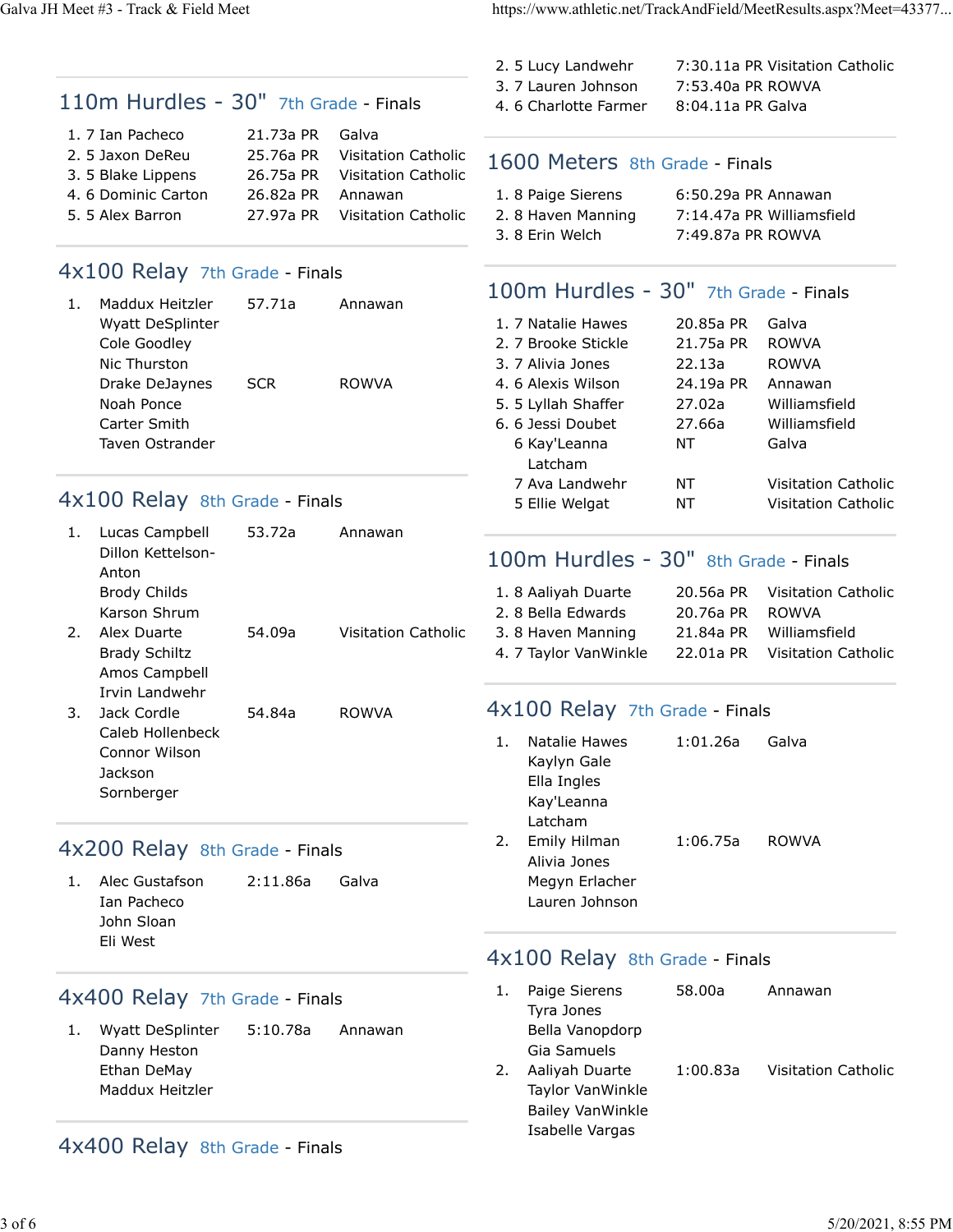## 110m Hurdles - 30" 7th Grade - Finals

| Place | Grade | Name | Time | PR | Team |
|---|---|---|---|---|---|
| 1. | 7 | Ian Pacheco | 21.73a | PR | Galva |
| 2. | 5 | Jaxon DeReu | 25.76a | PR | Visitation Catholic |
| 3. | 5 | Blake Lippens | 26.75a | PR | Visitation Catholic |
| 4. | 6 | Dominic Carton | 26.82a | PR | Annawan |
| 5. | 5 | Alex Barron | 27.97a | PR | Visitation Catholic |

## 4x100 Relay 7th Grade - Finals

| Place | Athletes | Time | Team |
|---|---|---|---|
| 1. | Maddux Heitzler, Wyatt DeSplinter, Cole Goodley, Nic Thurston | 57.71a | Annawan |
| | Drake DeJaynes, Noah Ponce, Carter Smith, Taven Ostrander | SCR | ROWVA |

## 4x100 Relay 8th Grade - Finals

| Place | Athletes | Time | Team |
|---|---|---|---|
| 1. | Lucas Campbell, Dillon Kettelson-Anton, Brody Childs, Karson Shrum | 53.72a | Annawan |
| 2. | Alex Duarte, Brady Schiltz, Amos Campbell, Irvin Landwehr | 54.09a | Visitation Catholic |
| 3. | Jack Cordle, Caleb Hollenbeck, Connor Wilson, Jackson Sornberger | 54.84a | ROWVA |

## 4x200 Relay 8th Grade - Finals

| Place | Athletes | Time | Team |
|---|---|---|---|
| 1. | Alec Gustafson, Ian Pacheco, John Sloan, Eli West | 2:11.86a | Galva |

## 4x400 Relay 7th Grade - Finals

| Place | Athletes | Time | Team |
|---|---|---|---|
| 1. | Wyatt DeSplinter, Danny Heston, Ethan DeMay, Maddux Heitzler | 5:10.78a | Annawan |

## 4x400 Relay 8th Grade - Finals

| Place | Grade | Name | Time | PR | Team |
|---|---|---|---|---|---|
| 2. | 5 | Lucy Landwehr | 7:30.11a | PR | Visitation Catholic |
| 3. | 7 | Lauren Johnson | 7:53.40a | PR | ROWVA |
| 4. | 6 | Charlotte Farmer | 8:04.11a | PR | Galva |

## 1600 Meters 8th Grade - Finals

| Place | Grade | Name | Time | PR | Team |
|---|---|---|---|---|---|
| 1. | 8 | Paige Sierens | 6:50.29a | PR | Annawan |
| 2. | 8 | Haven Manning | 7:14.47a | PR | Williamsfield |
| 3. | 8 | Erin Welch | 7:49.87a | PR | ROWVA |

## 100m Hurdles - 30" 7th Grade - Finals

| Place | Grade | Name | Time | PR | Team |
|---|---|---|---|---|---|
| 1. | 7 | Natalie Hawes | 20.85a | PR | Galva |
| 2. | 7 | Brooke Stickle | 21.75a | PR | ROWVA |
| 3. | 7 | Alivia Jones | 22.13a | | ROWVA |
| 4. | 6 | Alexis Wilson | 24.19a | PR | Annawan |
| 5. | 5 | Lyllah Shaffer | 27.02a | | Williamsfield |
| 6. | 6 | Jessi Doubet | 27.66a | | Williamsfield |
| | 6 | Kay'Leanna Latcham | NT | | Galva |
| | 7 | Ava Landwehr | NT | | Visitation Catholic |
| | 5 | Ellie Welgat | NT | | Visitation Catholic |

## 100m Hurdles - 30" 8th Grade - Finals

| Place | Grade | Name | Time | PR | Team |
|---|---|---|---|---|---|
| 1. | 8 | Aaliyah Duarte | 20.56a | PR | Visitation Catholic |
| 2. | 8 | Bella Edwards | 20.76a | PR | ROWVA |
| 3. | 8 | Haven Manning | 21.84a | PR | Williamsfield |
| 4. | 7 | Taylor VanWinkle | 22.01a | PR | Visitation Catholic |

## 4x100 Relay 7th Grade - Finals

| Place | Athletes | Time | Team |
|---|---|---|---|
| 1. | Natalie Hawes, Kaylyn Gale, Ella Ingles, Kay'Leanna Latcham | 1:01.26a | Galva |
| 2. | Emily Hilman, Alivia Jones, Megyn Erlacher, Lauren Johnson | 1:06.75a | ROWVA |

## 4x100 Relay 8th Grade - Finals

| Place | Athletes | Time | Team |
|---|---|---|---|
| 1. | Paige Sierens, Tyra Jones, Bella Vanopdorp, Gia Samuels | 58.00a | Annawan |
| 2. | Aaliyah Duarte, Taylor VanWinkle, Bailey VanWinkle, Isabelle Vargas | 1:00.83a | Visitation Catholic |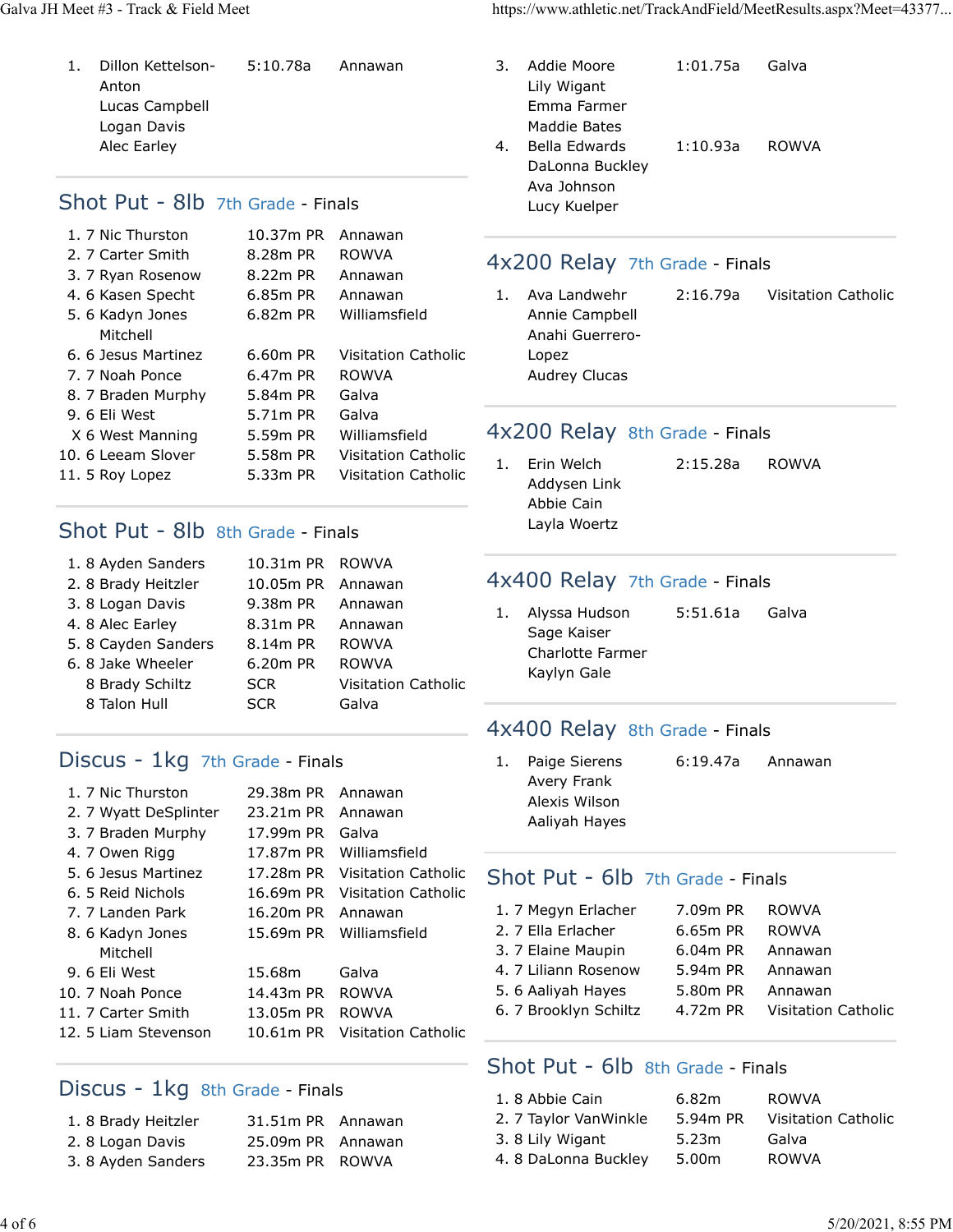| | | | |
|---|---|---|---|
| 1. | Dillon Kettelson-Anton<br>Lucas Campbell<br>Logan Davis<br>Alec Earley | 5:10.78a | Annawan |

## Shot Put - 8lb 7th Grade - Finals

| Place | Athlete | Mark | Team |
|---|---|---|---|
| 1. | 7 Nic Thurston | 10.37m PR | Annawan |
| 2. | 7 Carter Smith | 8.28m PR | ROWVA |
| 3. | 7 Ryan Rosenow | 8.22m PR | Annawan |
| 4. | 6 Kasen Specht | 6.85m PR | Annawan |
| 5. | 6 Kadyn Jones Mitchell | 6.82m PR | Williamsfield |
| 6. | 6 Jesus Martinez | 6.60m PR | Visitation Catholic |
| 7. | 7 Noah Ponce | 6.47m PR | ROWVA |
| 8. | 7 Braden Murphy | 5.84m PR | Galva |
| 9. | 6 Eli West | 5.71m PR | Galva |
| X | 6 West Manning | 5.59m PR | Williamsfield |
| 10. | 6 Leeam Slover | 5.58m PR | Visitation Catholic |
| 11. | 5 Roy Lopez | 5.33m PR | Visitation Catholic |

## Shot Put - 8lb 8th Grade - Finals

| Place | Athlete | Mark | Team |
|---|---|---|---|
| 1. | 8 Ayden Sanders | 10.31m PR | ROWVA |
| 2. | 8 Brady Heitzler | 10.05m PR | Annawan |
| 3. | 8 Logan Davis | 9.38m PR | Annawan |
| 4. | 8 Alec Earley | 8.31m PR | Annawan |
| 5. | 8 Cayden Sanders | 8.14m PR | ROWVA |
| 6. | 8 Jake Wheeler | 6.20m PR | ROWVA |
| | 8 Brady Schiltz | SCR | Visitation Catholic |
| | 8 Talon Hull | SCR | Galva |

## Discus - 1kg 7th Grade - Finals

| Place | Athlete | Mark | Team |
|---|---|---|---|
| 1. | 7 Nic Thurston | 29.38m PR | Annawan |
| 2. | 7 Wyatt DeSplinter | 23.21m PR | Annawan |
| 3. | 7 Braden Murphy | 17.99m PR | Galva |
| 4. | 7 Owen Rigg | 17.87m PR | Williamsfield |
| 5. | 6 Jesus Martinez | 17.28m PR | Visitation Catholic |
| 6. | 5 Reid Nichols | 16.69m PR | Visitation Catholic |
| 7. | 7 Landen Park | 16.20m PR | Annawan |
| 8. | 6 Kadyn Jones Mitchell | 15.69m PR | Williamsfield |
| 9. | 6 Eli West | 15.68m | Galva |
| 10. | 7 Noah Ponce | 14.43m PR | ROWVA |
| 11. | 7 Carter Smith | 13.05m PR | ROWVA |
| 12. | 5 Liam Stevenson | 10.61m PR | Visitation Catholic |

## Discus - 1kg 8th Grade - Finals

| Place | Athlete | Mark | Team |
|---|---|---|---|
| 1. | 8 Brady Heitzler | 31.51m PR | Annawan |
| 2. | 8 Logan Davis | 25.09m PR | Annawan |
| 3. | 8 Ayden Sanders | 23.35m PR | ROWVA |

| | | | |
|---|---|---|---|
| 3. | Addie Moore<br>Lily Wigant<br>Emma Farmer<br>Maddie Bates | 1:01.75a | Galva |
| 4. | Bella Edwards<br>DaLonna Buckley<br>Ava Johnson<br>Lucy Kuelper | 1:10.93a | ROWVA |

## 4x200 Relay 7th Grade - Finals

| Place | Athletes | Time | Team |
|---|---|---|---|
| 1. | Ava Landwehr<br>Annie Campbell<br>Anahi Guerrero-Lopez<br>Audrey Clucas | 2:16.79a | Visitation Catholic |

## 4x200 Relay 8th Grade - Finals

| Place | Athletes | Time | Team |
|---|---|---|---|
| 1. | Erin Welch<br>Addysen Link<br>Abbie Cain<br>Layla Woertz | 2:15.28a | ROWVA |

## 4x400 Relay 7th Grade - Finals

| Place | Athletes | Time | Team |
|---|---|---|---|
| 1. | Alyssa Hudson<br>Sage Kaiser<br>Charlotte Farmer<br>Kaylyn Gale | 5:51.61a | Galva |

## 4x400 Relay 8th Grade - Finals

| Place | Athletes | Time | Team |
|---|---|---|---|
| 1. | Paige Sierens<br>Avery Frank<br>Alexis Wilson<br>Aaliyah Hayes | 6:19.47a | Annawan |

## Shot Put - 6lb 7th Grade - Finals

| Place | Athlete | Mark | Team |
|---|---|---|---|
| 1. | 7 Megyn Erlacher | 7.09m PR | ROWVA |
| 2. | 7 Ella Erlacher | 6.65m PR | ROWVA |
| 3. | 7 Elaine Maupin | 6.04m PR | Annawan |
| 4. | 7 Liliann Rosenow | 5.94m PR | Annawan |
| 5. | 6 Aaliyah Hayes | 5.80m PR | Annawan |
| 6. | 7 Brooklyn Schiltz | 4.72m PR | Visitation Catholic |

## Shot Put - 6lb 8th Grade - Finals

| Place | Athlete | Mark | Team |
|---|---|---|---|
| 1. | 8 Abbie Cain | 6.82m | ROWVA |
| 2. | 7 Taylor VanWinkle | 5.94m PR | Visitation Catholic |
| 3. | 8 Lily Wigant | 5.23m | Galva |
| 4. | 8 DaLonna Buckley | 5.00m | ROWVA |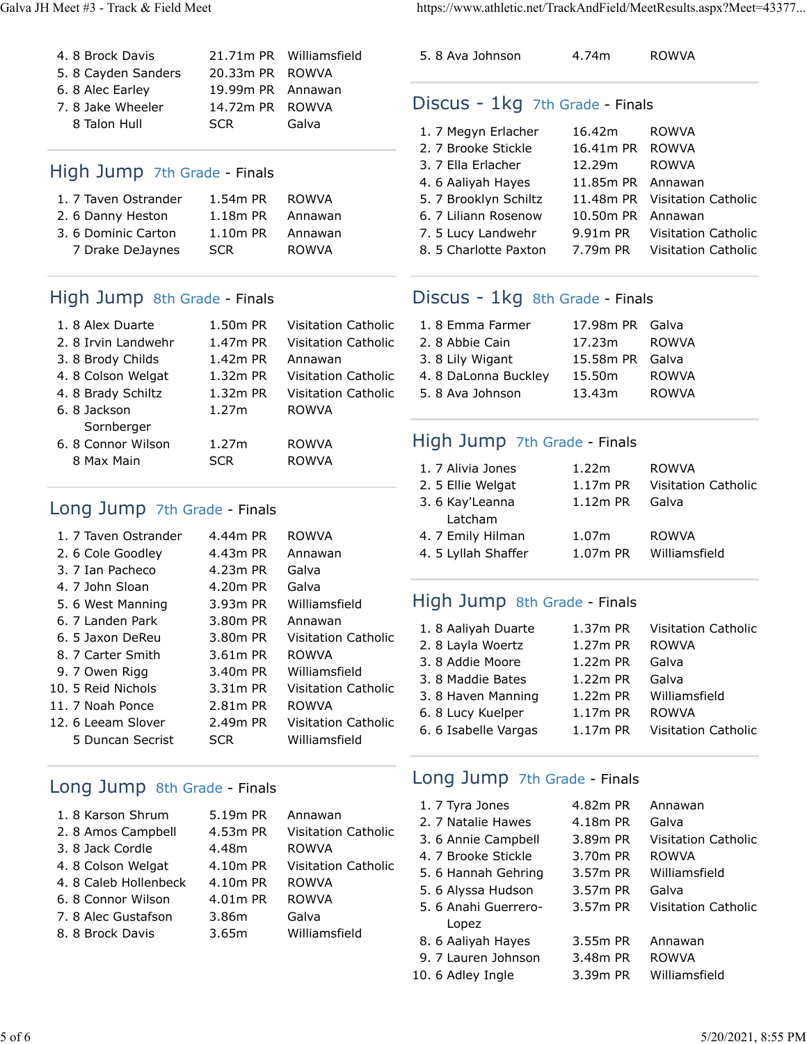| Place | Grade | Name | Mark | Team |
|---|---|---|---|---|
| 4. | 8 | Brock Davis | 21.71m PR | Williamsfield |
| 5. | 8 | Cayden Sanders | 20.33m PR | ROWVA |
| 6. | 8 | Alec Earley | 19.99m PR | Annawan |
| 7. | 8 | Jake Wheeler | 14.72m PR | ROWVA |
| | 8 | Talon Hull | SCR | Galva |

## High Jump 7th Grade - Finals

| Place | Grade | Name | Mark | Team |
|---|---|---|---|---|
| 1. | 7 | Taven Ostrander | 1.54m PR | ROWVA |
| 2. | 6 | Danny Heston | 1.18m PR | Annawan |
| 3. | 6 | Dominic Carton | 1.10m PR | Annawan |
| | 7 | Drake DeJaynes | SCR | ROWVA |

## High Jump 8th Grade - Finals

| Place | Grade | Name | Mark | Team |
|---|---|---|---|---|
| 1. | 8 | Alex Duarte | 1.50m PR | Visitation Catholic |
| 2. | 8 | Irvin Landwehr | 1.47m PR | Visitation Catholic |
| 3. | 8 | Brody Childs | 1.42m PR | Annawan |
| 4. | 8 | Colson Welgat | 1.32m PR | Visitation Catholic |
| 4. | 8 | Brady Schiltz | 1.32m PR | Visitation Catholic |
| 6. | 8 | Jackson Sornberger | 1.27m | ROWVA |
| 6. | 8 | Connor Wilson | 1.27m | ROWVA |
| | 8 | Max Main | SCR | ROWVA |

## Long Jump 7th Grade - Finals

| Place | Grade | Name | Mark | Team |
|---|---|---|---|---|
| 1. | 7 | Taven Ostrander | 4.44m PR | ROWVA |
| 2. | 6 | Cole Goodley | 4.43m PR | Annawan |
| 3. | 7 | Ian Pacheco | 4.23m PR | Galva |
| 4. | 7 | John Sloan | 4.20m PR | Galva |
| 5. | 6 | West Manning | 3.93m PR | Williamsfield |
| 6. | 7 | Landen Park | 3.80m PR | Annawan |
| 6. | 5 | Jaxon DeReu | 3.80m PR | Visitation Catholic |
| 8. | 7 | Carter Smith | 3.61m PR | ROWVA |
| 9. | 7 | Owen Rigg | 3.40m PR | Williamsfield |
| 10. | 5 | Reid Nichols | 3.31m PR | Visitation Catholic |
| 11. | 7 | Noah Ponce | 2.81m PR | ROWVA |
| 12. | 6 | Leeam Slover | 2.49m PR | Visitation Catholic |
| | 5 | Duncan Secrist | SCR | Williamsfield |

## Long Jump 8th Grade - Finals

| Place | Grade | Name | Mark | Team |
|---|---|---|---|---|
| 1. | 8 | Karson Shrum | 5.19m PR | Annawan |
| 2. | 8 | Amos Campbell | 4.53m PR | Visitation Catholic |
| 3. | 8 | Jack Cordle | 4.48m | ROWVA |
| 4. | 8 | Colson Welgat | 4.10m PR | Visitation Catholic |
| 4. | 8 | Caleb Hollenbeck | 4.10m PR | ROWVA |
| 6. | 8 | Connor Wilson | 4.01m PR | ROWVA |
| 7. | 8 | Alec Gustafson | 3.86m | Galva |
| 8. | 8 | Brock Davis | 3.65m | Williamsfield |

| Place | Grade | Name | Mark | Team |
|---|---|---|---|---|
| 5. | 8 | Ava Johnson | 4.74m | ROWVA |

## Discus - 1kg 7th Grade - Finals

| Place | Grade | Name | Mark | Team |
|---|---|---|---|---|
| 1. | 7 | Megyn Erlacher | 16.42m | ROWVA |
| 2. | 7 | Brooke Stickle | 16.41m PR | ROWVA |
| 3. | 7 | Ella Erlacher | 12.29m | ROWVA |
| 4. | 6 | Aaliyah Hayes | 11.85m PR | Annawan |
| 5. | 7 | Brooklyn Schiltz | 11.48m PR | Visitation Catholic |
| 6. | 7 | Liliann Rosenow | 10.50m PR | Annawan |
| 7. | 5 | Lucy Landwehr | 9.91m PR | Visitation Catholic |
| 8. | 5 | Charlotte Paxton | 7.79m PR | Visitation Catholic |

## Discus - 1kg 8th Grade - Finals

| Place | Grade | Name | Mark | Team |
|---|---|---|---|---|
| 1. | 8 | Emma Farmer | 17.98m PR | Galva |
| 2. | 8 | Abbie Cain | 17.23m | ROWVA |
| 3. | 8 | Lily Wigant | 15.58m PR | Galva |
| 4. | 8 | DaLonna Buckley | 15.50m | ROWVA |
| 5. | 8 | Ava Johnson | 13.43m | ROWVA |

## High Jump 7th Grade - Finals

| Place | Grade | Name | Mark | Team |
|---|---|---|---|---|
| 1. | 7 | Alivia Jones | 1.22m | ROWVA |
| 2. | 5 | Ellie Welgat | 1.17m PR | Visitation Catholic |
| 3. | 6 | Kay'Leanna Latcham | 1.12m PR | Galva |
| 4. | 7 | Emily Hilman | 1.07m | ROWVA |
| 4. | 5 | Lyllah Shaffer | 1.07m PR | Williamsfield |

## High Jump 8th Grade - Finals

| Place | Grade | Name | Mark | Team |
|---|---|---|---|---|
| 1. | 8 | Aaliyah Duarte | 1.37m PR | Visitation Catholic |
| 2. | 8 | Layla Woertz | 1.27m PR | ROWVA |
| 3. | 8 | Addie Moore | 1.22m PR | Galva |
| 3. | 8 | Maddie Bates | 1.22m PR | Galva |
| 3. | 8 | Haven Manning | 1.22m PR | Williamsfield |
| 6. | 8 | Lucy Kuelper | 1.17m PR | ROWVA |
| 6. | 6 | Isabelle Vargas | 1.17m PR | Visitation Catholic |

## Long Jump 7th Grade - Finals

| Place | Grade | Name | Mark | Team |
|---|---|---|---|---|
| 1. | 7 | Tyra Jones | 4.82m PR | Annawan |
| 2. | 7 | Natalie Hawes | 4.18m PR | Galva |
| 3. | 6 | Annie Campbell | 3.89m PR | Visitation Catholic |
| 4. | 7 | Brooke Stickle | 3.70m PR | ROWVA |
| 5. | 6 | Hannah Gehring | 3.57m PR | Williamsfield |
| 5. | 6 | Alyssa Hudson | 3.57m PR | Galva |
| 5. | 6 | Anahi Guerrero-Lopez | 3.57m PR | Visitation Catholic |
| 8. | 6 | Aaliyah Hayes | 3.55m PR | Annawan |
| 9. | 7 | Lauren Johnson | 3.48m PR | ROWVA |
| 10. | 6 | Adley Ingle | 3.39m PR | Williamsfield |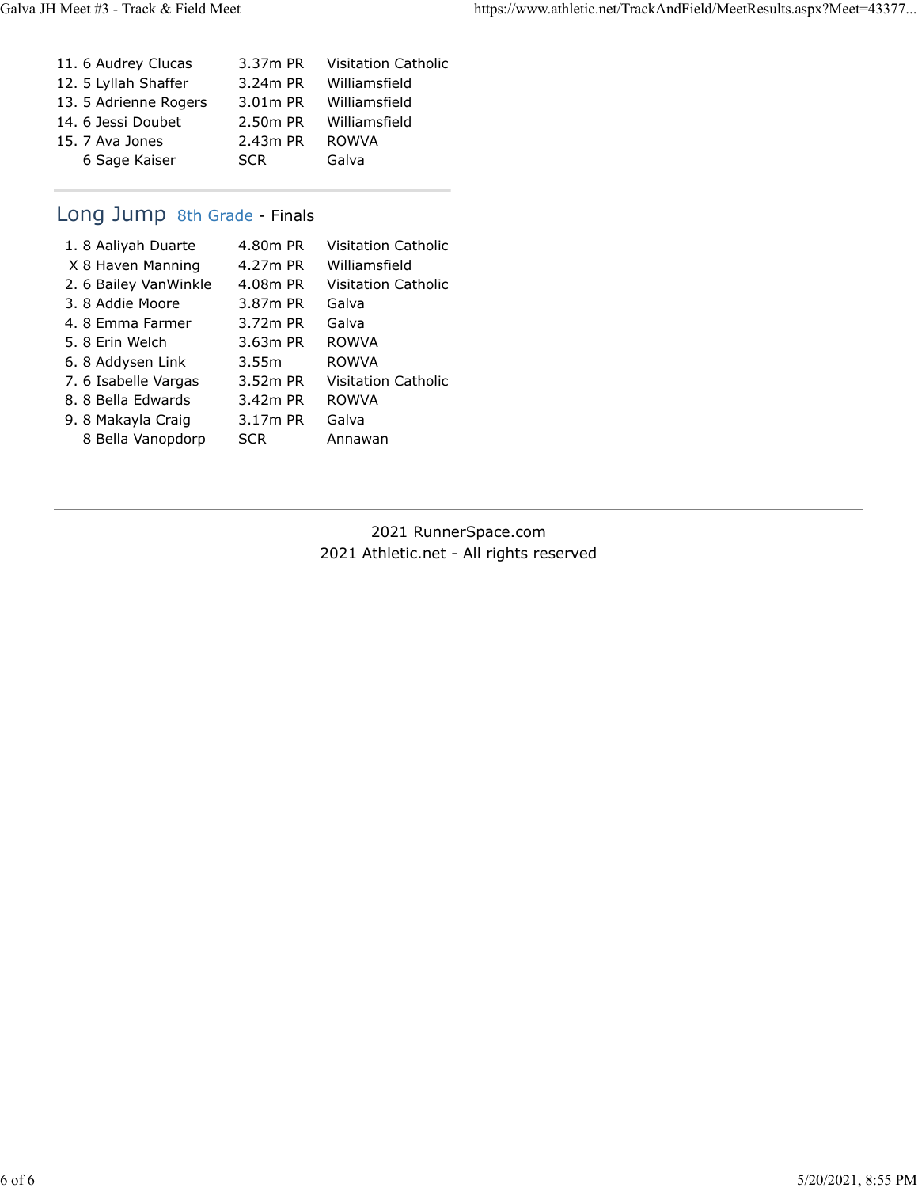| Place | Grade | Name | Mark | Team |
|---|---|---|---|---|
| 11. | 6 | Audrey Clucas | 3.37m PR | Visitation Catholic |
| 12. | 5 | Lyllah Shaffer | 3.24m PR | Williamsfield |
| 13. | 5 | Adrienne Rogers | 3.01m PR | Williamsfield |
| 14. | 6 | Jessi Doubet | 2.50m PR | Williamsfield |
| 15. | 7 | Ava Jones | 2.43m PR | ROWVA |
| | 6 | Sage Kaiser | SCR | Galva |

## Long Jump 8th Grade - Finals

| Place | Grade | Name | Mark | Team |
|---|---|---|---|---|
| 1. | 8 | Aaliyah Duarte | 4.80m PR | Visitation Catholic |
| X | 8 | Haven Manning | 4.27m PR | Williamsfield |
| 2. | 6 | Bailey VanWinkle | 4.08m PR | Visitation Catholic |
| 3. | 8 | Addie Moore | 3.87m PR | Galva |
| 4. | 8 | Emma Farmer | 3.72m PR | Galva |
| 5. | 8 | Erin Welch | 3.63m PR | ROWVA |
| 6. | 8 | Addysen Link | 3.55m | ROWVA |
| 7. | 6 | Isabelle Vargas | 3.52m PR | Visitation Catholic |
| 8. | 8 | Bella Edwards | 3.42m PR | ROWVA |
| 9. | 8 | Makayla Craig | 3.17m PR | Galva |
| | 8 | Bella Vanopdorp | SCR | Annawan |

2021 RunnerSpace.com
2021 Athletic.net - All rights reserved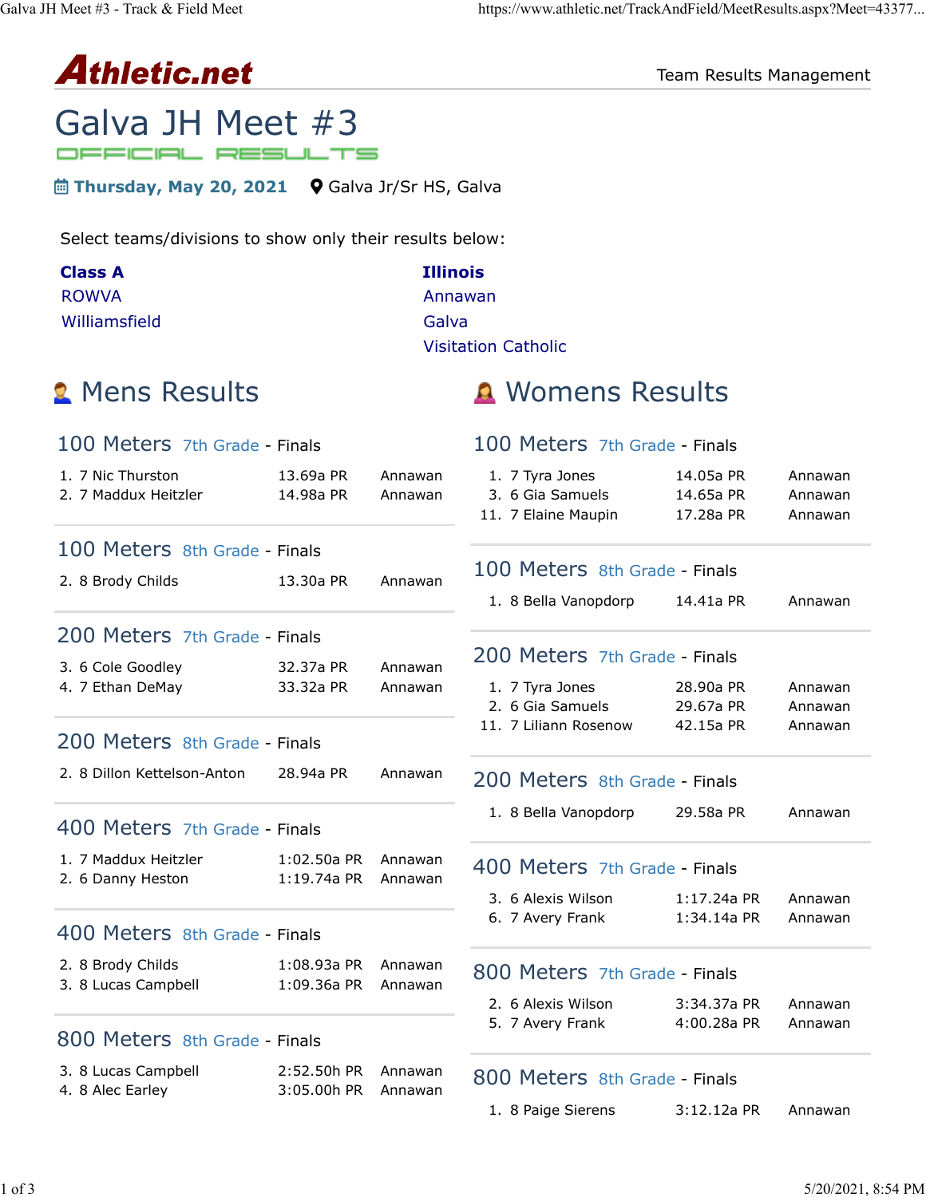# Galva JH Meet #3

OFFICIAL RESULTS

**Thursday, May 20, 2021** Galva Jr/Sr HS, Galva

Select teams/divisions to show only their results below:

**Class A**
ROWVA
Williamsfield

**Illinois**
Annawan
Galva
Visitation Catholic

## Mens Results

### 100 Meters 7th Grade - Finals

| Place | Grade | Name | Time | Team |
|---|---|---|---|---|
| 1. | 7 | Nic Thurston | 13.69a PR | Annawan |
| 2. | 7 | Maddux Heitzler | 14.98a PR | Annawan |

### 100 Meters 8th Grade - Finals

| Place | Grade | Name | Time | Team |
|---|---|---|---|---|
| 2. | 8 | Brody Childs | 13.30a PR | Annawan |

### 200 Meters 7th Grade - Finals

| Place | Grade | Name | Time | Team |
|---|---|---|---|---|
| 3. | 6 | Cole Goodley | 32.37a PR | Annawan |
| 4. | 7 | Ethan DeMay | 33.32a PR | Annawan |

### 200 Meters 8th Grade - Finals

| Place | Grade | Name | Time | Team |
|---|---|---|---|---|
| 2. | 8 | Dillon Kettelson-Anton | 28.94a PR | Annawan |

### 400 Meters 7th Grade - Finals

| Place | Grade | Name | Time | Team |
|---|---|---|---|---|
| 1. | 7 | Maddux Heitzler | 1:02.50a PR | Annawan |
| 2. | 6 | Danny Heston | 1:19.74a PR | Annawan |

### 400 Meters 8th Grade - Finals

| Place | Grade | Name | Time | Team |
|---|---|---|---|---|
| 2. | 8 | Brody Childs | 1:08.93a PR | Annawan |
| 3. | 8 | Lucas Campbell | 1:09.36a PR | Annawan |

### 800 Meters 8th Grade - Finals

| Place | Grade | Name | Time | Team |
|---|---|---|---|---|
| 3. | 8 | Lucas Campbell | 2:52.50h PR | Annawan |
| 4. | 8 | Alec Earley | 3:05.00h PR | Annawan |

## Womens Results

### 100 Meters 7th Grade - Finals

| Place | Grade | Name | Time | Team |
|---|---|---|---|---|
| 1. | 7 | Tyra Jones | 14.05a PR | Annawan |
| 3. | 6 | Gia Samuels | 14.65a PR | Annawan |
| 11. | 7 | Elaine Maupin | 17.28a PR | Annawan |

### 100 Meters 8th Grade - Finals

| Place | Grade | Name | Time | Team |
|---|---|---|---|---|
| 1. | 8 | Bella Vanopdorp | 14.41a PR | Annawan |

### 200 Meters 7th Grade - Finals

| Place | Grade | Name | Time | Team |
|---|---|---|---|---|
| 1. | 7 | Tyra Jones | 28.90a PR | Annawan |
| 2. | 6 | Gia Samuels | 29.67a PR | Annawan |
| 11. | 7 | Liliann Rosenow | 42.15a PR | Annawan |

### 200 Meters 8th Grade - Finals

| Place | Grade | Name | Time | Team |
|---|---|---|---|---|
| 1. | 8 | Bella Vanopdorp | 29.58a PR | Annawan |

### 400 Meters 7th Grade - Finals

| Place | Grade | Name | Time | Team |
|---|---|---|---|---|
| 3. | 6 | Alexis Wilson | 1:17.24a PR | Annawan |
| 6. | 7 | Avery Frank | 1:34.14a PR | Annawan |

### 800 Meters 7th Grade - Finals

| Place | Grade | Name | Time | Team |
|---|---|---|---|---|
| 2. | 6 | Alexis Wilson | 3:34.37a PR | Annawan |
| 5. | 7 | Avery Frank | 4:00.28a PR | Annawan |

### 800 Meters 8th Grade - Finals

| Place | Grade | Name | Time | Team |
|---|---|---|---|---|
| 1. | 8 | Paige Sierens | 3:12.12a PR | Annawan |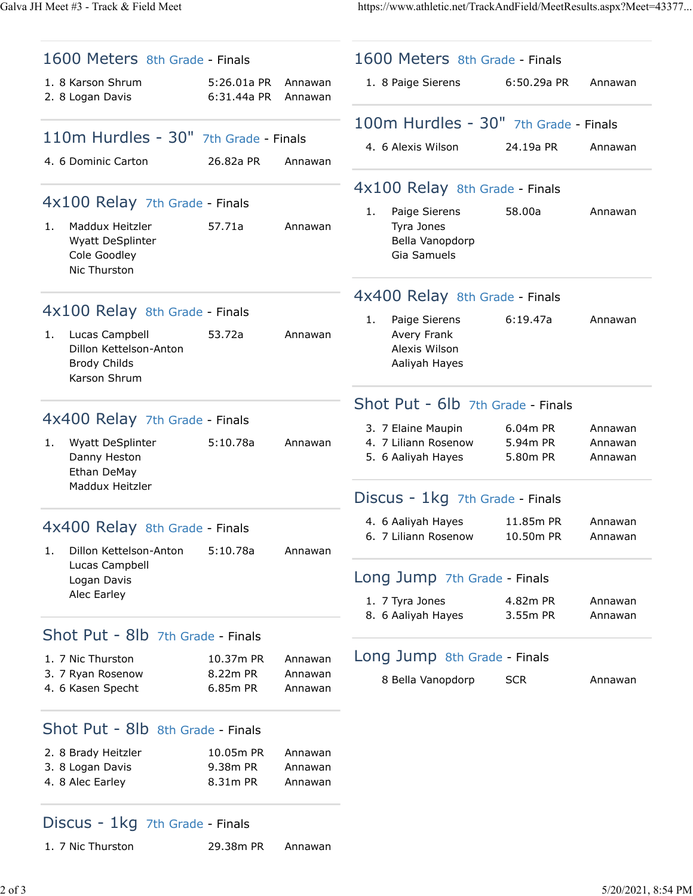## 1600 Meters 8th Grade - Finals

| Place | Grade | Name | Mark | Team |
|---|---|---|---|---|
| 1. | 8 | Karson Shrum | 5:26.01a PR | Annawan |
| 2. | 8 | Logan Davis | 6:31.44a PR | Annawan |

## 110m Hurdles - 30" 7th Grade - Finals

| Place | Grade | Name | Mark | Team |
|---|---|---|---|---|
| 4. | 6 | Dominic Carton | 26.82a PR | Annawan |

## 4x100 Relay 7th Grade - Finals

| Place | Team Members | Mark | Team |
|---|---|---|---|
| 1. | Maddux Heitzler, Wyatt DeSplinter, Cole Goodley, Nic Thurston | 57.71a | Annawan |

## 4x100 Relay 8th Grade - Finals

| Place | Team Members | Mark | Team |
|---|---|---|---|
| 1. | Lucas Campbell, Dillon Kettelson-Anton, Brody Childs, Karson Shrum | 53.72a | Annawan |

## 4x400 Relay 7th Grade - Finals

| Place | Team Members | Mark | Team |
|---|---|---|---|
| 1. | Wyatt DeSplinter, Danny Heston, Ethan DeMay, Maddux Heitzler | 5:10.78a | Annawan |

## 4x400 Relay 8th Grade - Finals

| Place | Team Members | Mark | Team |
|---|---|---|---|
| 1. | Dillon Kettelson-Anton, Lucas Campbell, Logan Davis, Alec Earley | 5:10.78a | Annawan |

## Shot Put - 8lb 7th Grade - Finals

| Place | Grade | Name | Mark | Team |
|---|---|---|---|---|
| 1. | 7 | Nic Thurston | 10.37m PR | Annawan |
| 3. | 7 | Ryan Rosenow | 8.22m PR | Annawan |
| 4. | 6 | Kasen Specht | 6.85m PR | Annawan |

## Shot Put - 8lb 8th Grade - Finals

| Place | Grade | Name | Mark | Team |
|---|---|---|---|---|
| 2. | 8 | Brady Heitzler | 10.05m PR | Annawan |
| 3. | 8 | Logan Davis | 9.38m PR | Annawan |
| 4. | 8 | Alec Earley | 8.31m PR | Annawan |

## Discus - 1kg 7th Grade - Finals

| Place | Grade | Name | Mark | Team |
|---|---|---|---|---|
| 1. | 7 | Nic Thurston | 29.38m PR | Annawan |

## 1600 Meters 8th Grade - Finals

| Place | Grade | Name | Mark | Team |
|---|---|---|---|---|
| 1. | 8 | Paige Sierens | 6:50.29a PR | Annawan |

## 100m Hurdles - 30" 7th Grade - Finals

| Place | Grade | Name | Mark | Team |
|---|---|---|---|---|
| 4. | 6 | Alexis Wilson | 24.19a PR | Annawan |

## 4x100 Relay 8th Grade - Finals

| Place | Team Members | Mark | Team |
|---|---|---|---|
| 1. | Paige Sierens, Tyra Jones, Bella Vanopdorp, Gia Samuels | 58.00a | Annawan |

## 4x400 Relay 8th Grade - Finals

| Place | Team Members | Mark | Team |
|---|---|---|---|
| 1. | Paige Sierens, Avery Frank, Alexis Wilson, Aaliyah Hayes | 6:19.47a | Annawan |

## Shot Put - 6lb 7th Grade - Finals

| Place | Grade | Name | Mark | Team |
|---|---|---|---|---|
| 3. | 7 | Elaine Maupin | 6.04m PR | Annawan |
| 4. | 7 | Liliann Rosenow | 5.94m PR | Annawan |
| 5. | 6 | Aaliyah Hayes | 5.80m PR | Annawan |

## Discus - 1kg 7th Grade - Finals

| Place | Grade | Name | Mark | Team |
|---|---|---|---|---|
| 4. | 6 | Aaliyah Hayes | 11.85m PR | Annawan |
| 6. | 7 | Liliann Rosenow | 10.50m PR | Annawan |

## Long Jump 7th Grade - Finals

| Place | Grade | Name | Mark | Team |
|---|---|---|---|---|
| 1. | 7 | Tyra Jones | 4.82m PR | Annawan |
| 8. | 6 | Aaliyah Hayes | 3.55m PR | Annawan |

## Long Jump 8th Grade - Finals

| Place | Grade | Name | Mark | Team |
|---|---|---|---|---|
| | 8 | Bella Vanopdorp | SCR | Annawan |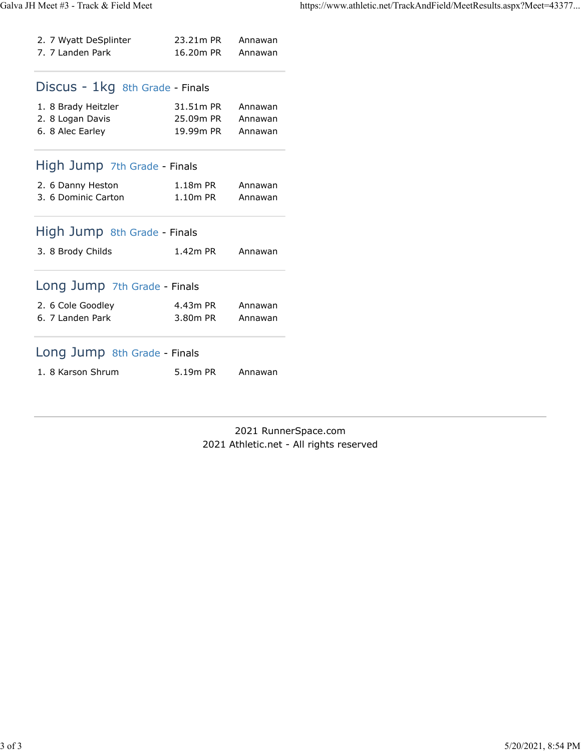2. 7 Wyatt DeSplinter 23.21m PR Annawan
7. 7 Landen Park 16.20m PR Annawan

## Discus - 1kg 8th Grade - Finals

1. 8 Brady Heitzler 31.51m PR Annawan
2. 8 Logan Davis 25.09m PR Annawan
6. 8 Alec Earley 19.99m PR Annawan

## High Jump 7th Grade - Finals

2. 6 Danny Heston 1.18m PR Annawan
3. 6 Dominic Carton 1.10m PR Annawan

## High Jump 8th Grade - Finals

3. 8 Brody Childs 1.42m PR Annawan

## Long Jump 7th Grade - Finals

2. 6 Cole Goodley 4.43m PR Annawan
6. 7 Landen Park 3.80m PR Annawan

## Long Jump 8th Grade - Finals

1. 8 Karson Shrum 5.19m PR Annawan

2021 RunnerSpace.com
2021 Athletic.net - All rights reserved